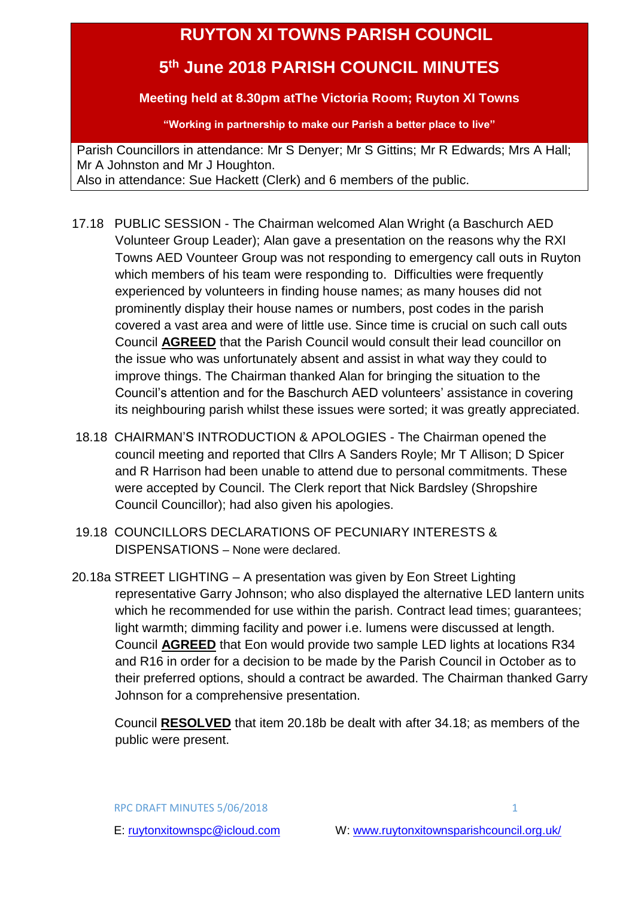# RUYTON XI TOWNS PARISH COUNCIL

## 5th June 2018 PARISH COUNCIL MINUTES

**Meeting held at 8.30pm atThe Victoria Room; Ruyton XI Towns**

**"Working in partnership to make our Parish a better place to live"**

Parish Councillors in attendance: Mr S Denyer; Mr S Gittins; Mr R Edwards; Mrs A Hall; Mr A Johnston and Mr J Houghton.
Also in attendance: Sue Hackett (Clerk) and 6 members of the public.

17.18 PUBLIC SESSION - The Chairman welcomed Alan Wright (a Baschurch AED Volunteer Group Leader); Alan gave a presentation on the reasons why the RXI Towns AED Vounteer Group was not responding to emergency call outs in Ruyton which members of his team were responding to. Difficulties were frequently experienced by volunteers in finding house names; as many houses did not prominently display their house names or numbers, post codes in the parish covered a vast area and were of little use. Since time is crucial on such call outs Council **AGREED** that the Parish Council would consult their lead councillor on the issue who was unfortunately absent and assist in what way they could to improve things. The Chairman thanked Alan for bringing the situation to the Council's attention and for the Baschurch AED volunteers' assistance in covering its neighbouring parish whilst these issues were sorted; it was greatly appreciated.

18.18 CHAIRMAN'S INTRODUCTION & APOLOGIES - The Chairman opened the council meeting and reported that Cllrs A Sanders Royle; Mr T Allison; D Spicer and R Harrison had been unable to attend due to personal commitments. These were accepted by Council. The Clerk report that Nick Bardsley (Shropshire Council Councillor); had also given his apologies.

19.18 COUNCILLORS DECLARATIONS OF PECUNIARY INTERESTS & DISPENSATIONS – None were declared.

20.18a STREET LIGHTING – A presentation was given by Eon Street Lighting representative Garry Johnson; who also displayed the alternative LED lantern units which he recommended for use within the parish. Contract lead times; guarantees; light warmth; dimming facility and power i.e. lumens were discussed at length. Council **AGREED** that Eon would provide two sample LED lights at locations R34 and R16 in order for a decision to be made by the Parish Council in October as to their preferred options, should a contract be awarded. The Chairman thanked Garry Johnson for a comprehensive presentation.

Council **RESOLVED** that item 20.18b be dealt with after 34.18; as members of the public were present.

RPC DRAFT MINUTES 5/06/2018

E: ruytonxitownspc@icloud.com W: www.ruytonxitownsparishcouncil.org.uk/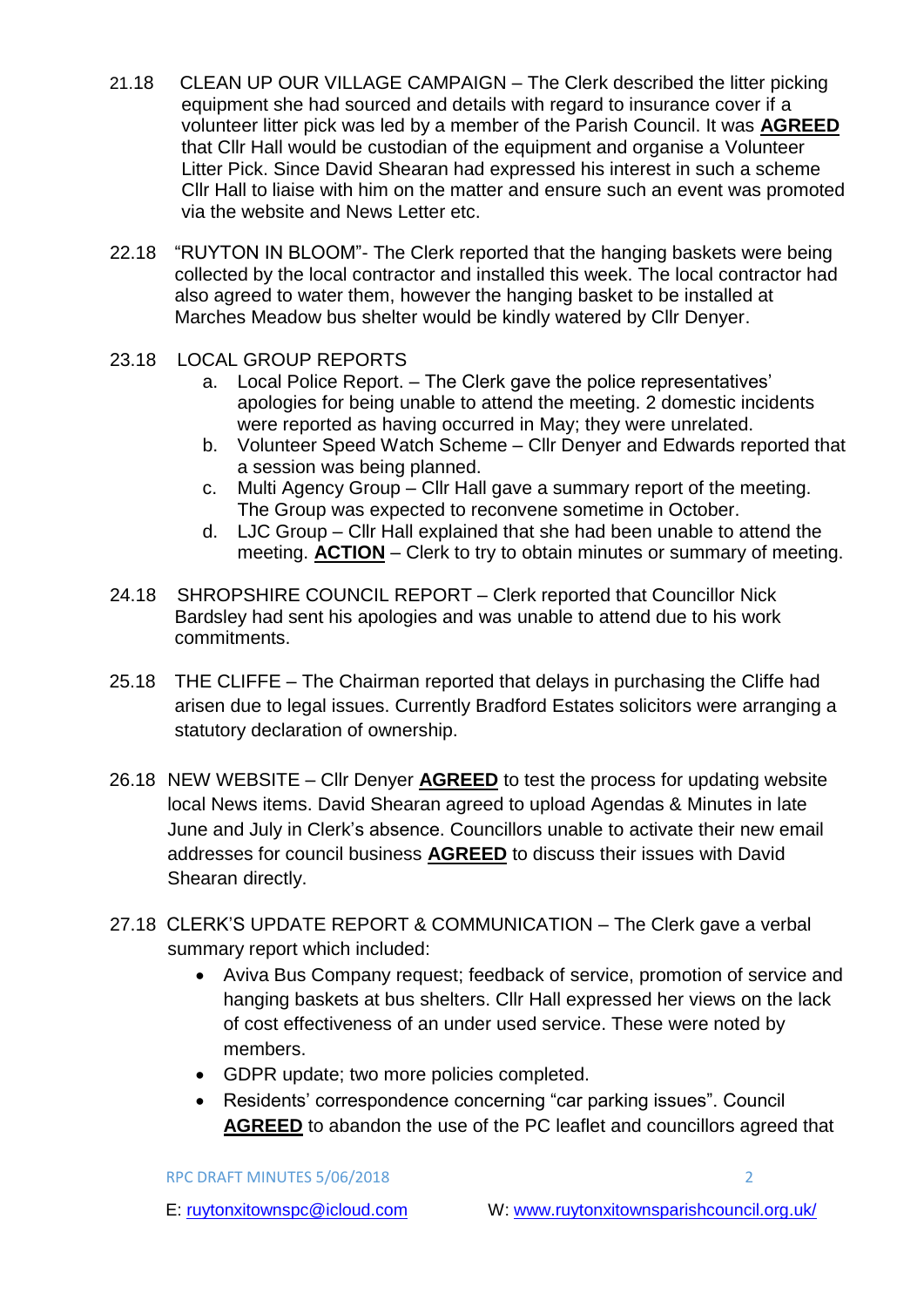21.18 CLEAN UP OUR VILLAGE CAMPAIGN – The Clerk described the litter picking equipment she had sourced and details with regard to insurance cover if a volunteer litter pick was led by a member of the Parish Council. It was **AGREED** that Cllr Hall would be custodian of the equipment and organise a Volunteer Litter Pick. Since David Shearan had expressed his interest in such a scheme Cllr Hall to liaise with him on the matter and ensure such an event was promoted via the website and News Letter etc.

22.18 "RUYTON IN BLOOM"- The Clerk reported that the hanging baskets were being collected by the local contractor and installed this week. The local contractor had also agreed to water them, however the hanging basket to be installed at Marches Meadow bus shelter would be kindly watered by Cllr Denyer.

23.18 LOCAL GROUP REPORTS

a. Local Police Report. – The Clerk gave the police representatives' apologies for being unable to attend the meeting. 2 domestic incidents were reported as having occurred in May; they were unrelated.
b. Volunteer Speed Watch Scheme – Cllr Denyer and Edwards reported that a session was being planned.
c. Multi Agency Group – Cllr Hall gave a summary report of the meeting. The Group was expected to reconvene sometime in October.
d. LJC Group – Cllr Hall explained that she had been unable to attend the meeting. **ACTION** – Clerk to try to obtain minutes or summary of meeting.

24.18 SHROPSHIRE COUNCIL REPORT – Clerk reported that Councillor Nick Bardsley had sent his apologies and was unable to attend due to his work commitments.

25.18 THE CLIFFE – The Chairman reported that delays in purchasing the Cliffe had arisen due to legal issues. Currently Bradford Estates solicitors were arranging a statutory declaration of ownership.

26.18 NEW WEBSITE – Cllr Denyer **AGREED** to test the process for updating website local News items. David Shearan agreed to upload Agendas & Minutes in late June and July in Clerk's absence. Councillors unable to activate their new email addresses for council business **AGREED** to discuss their issues with David Shearan directly.

27.18 CLERK'S UPDATE REPORT & COMMUNICATION – The Clerk gave a verbal summary report which included:

- Aviva Bus Company request; feedback of service, promotion of service and hanging baskets at bus shelters. Cllr Hall expressed her views on the lack of cost effectiveness of an under used service. These were noted by members.
- GDPR update; two more policies completed.
- Residents' correspondence concerning "car parking issues". Council **AGREED** to abandon the use of the PC leaflet and councillors agreed that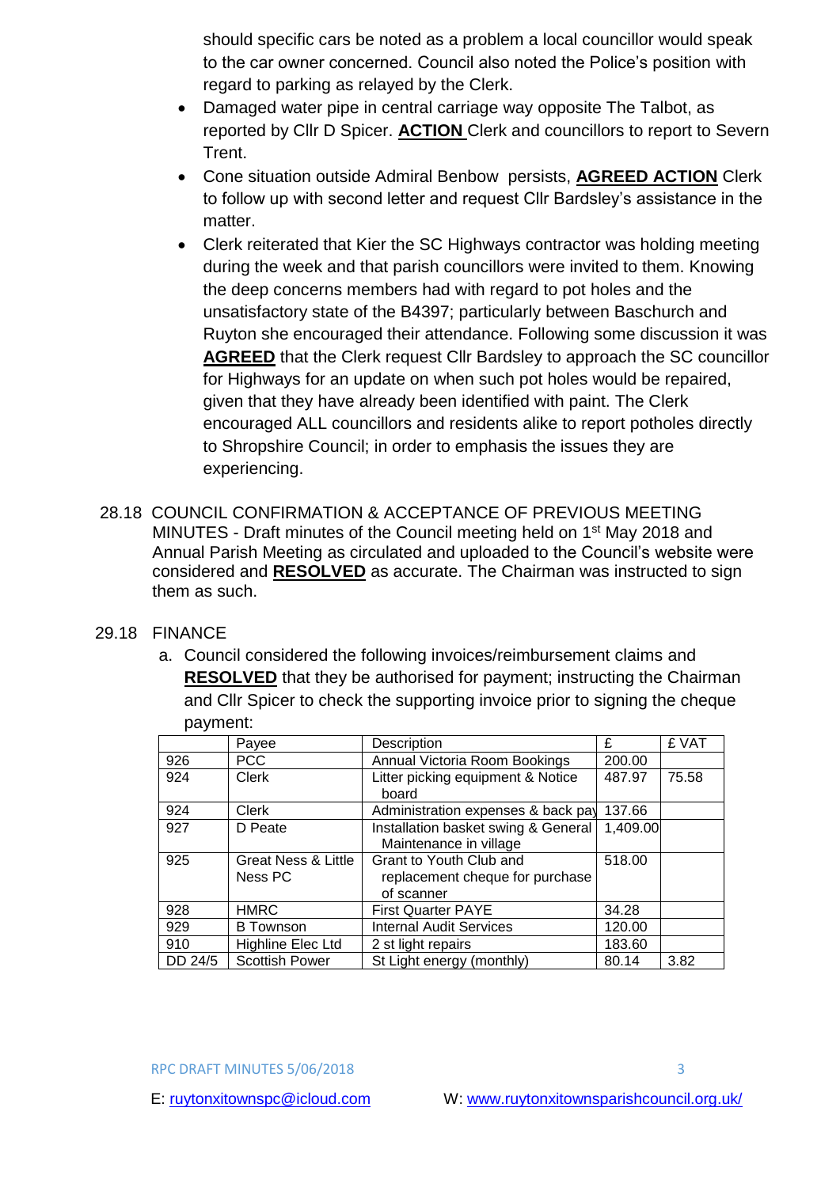should specific cars be noted as a problem a local councillor would speak to the car owner concerned. Council also noted the Police's position with regard to parking as relayed by the Clerk.

- Damaged water pipe in central carriage way opposite The Talbot, as reported by Cllr D Spicer. **ACTION** Clerk and councillors to report to Severn Trent.
- Cone situation outside Admiral Benbow persists, **AGREED ACTION** Clerk to follow up with second letter and request Cllr Bardsley's assistance in the matter.
- Clerk reiterated that Kier the SC Highways contractor was holding meeting during the week and that parish councillors were invited to them. Knowing the deep concerns members had with regard to pot holes and the unsatisfactory state of the B4397; particularly between Baschurch and Ruyton she encouraged their attendance. Following some discussion it was **AGREED** that the Clerk request Cllr Bardsley to approach the SC councillor for Highways for an update on when such pot holes would be repaired, given that they have already been identified with paint. The Clerk encouraged ALL councillors and residents alike to report potholes directly to Shropshire Council; in order to emphasis the issues they are experiencing.

28.18 COUNCIL CONFIRMATION & ACCEPTANCE OF PREVIOUS MEETING MINUTES - Draft minutes of the Council meeting held on 1st May 2018 and Annual Parish Meeting as circulated and uploaded to the Council's website were considered and **RESOLVED** as accurate. The Chairman was instructed to sign them as such.

29.18 FINANCE

a. Council considered the following invoices/reimbursement claims and **RESOLVED** that they be authorised for payment; instructing the Chairman and Cllr Spicer to check the supporting invoice prior to signing the cheque payment:

| | Payee | Description | £ | £ VAT |
|---|---|---|---|---|
| 926 | PCC | Annual Victoria Room Bookings | 200.00 | |
| 924 | Clerk | Litter picking equipment & Notice board | 487.97 | 75.58 |
| 924 | Clerk | Administration expenses & back pay | 137.66 | |
| 927 | D Peate | Installation basket swing & General Maintenance in village | 1,409.00 | |
| 925 | Great Ness & Little Ness PC | Grant to Youth Club and replacement cheque for purchase of scanner | 518.00 | |
| 928 | HMRC | First Quarter PAYE | 34.28 | |
| 929 | B Townson | Internal Audit Services | 120.00 | |
| 910 | Highline Elec Ltd | 2 st light repairs | 183.60 | |
| DD 24/5 | Scottish Power | St Light energy (monthly) | 80.14 | 3.82 |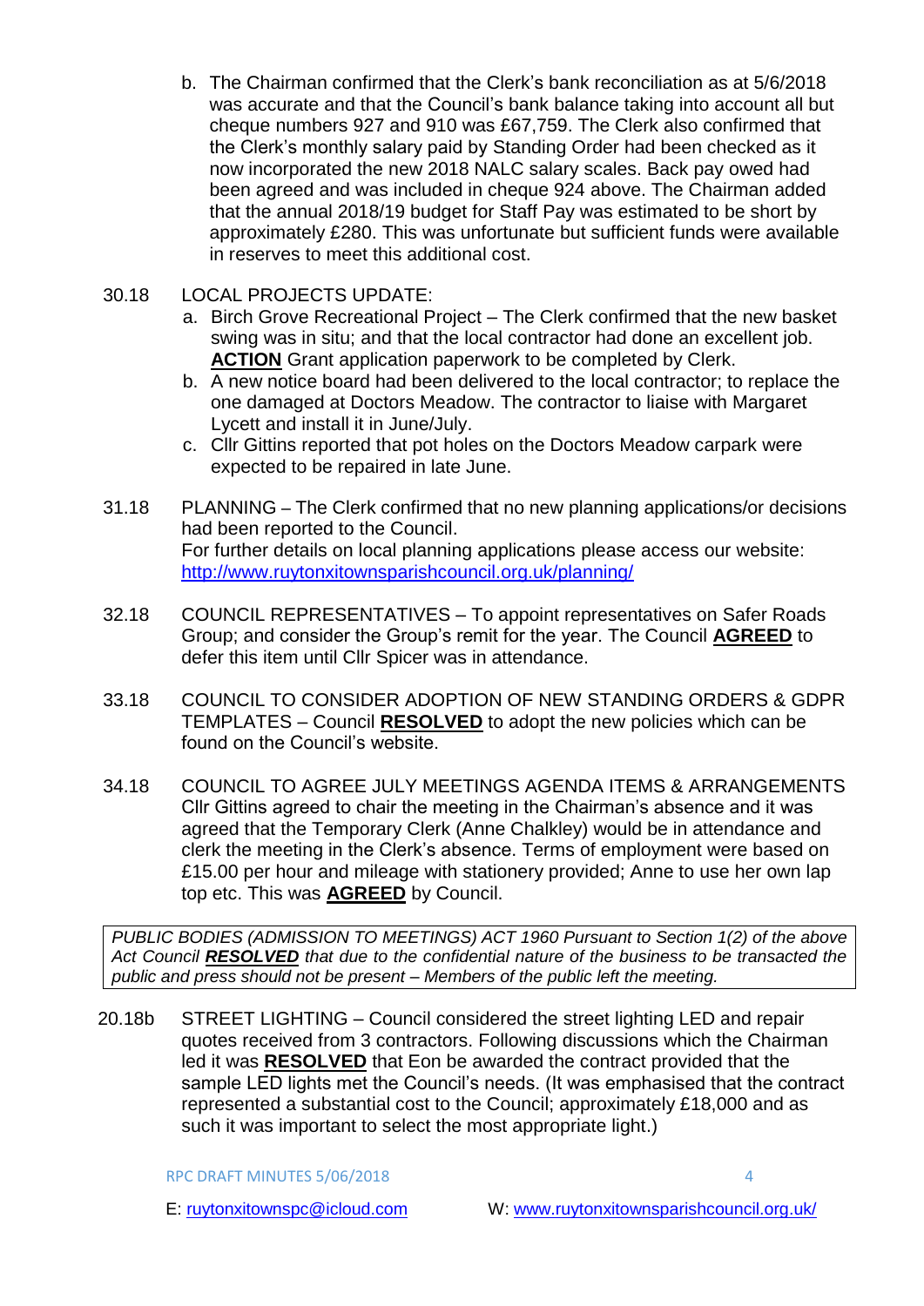b. The Chairman confirmed that the Clerk's bank reconciliation as at 5/6/2018 was accurate and that the Council's bank balance taking into account all but cheque numbers 927 and 910 was £67,759. The Clerk also confirmed that the Clerk's monthly salary paid by Standing Order had been checked as it now incorporated the new 2018 NALC salary scales. Back pay owed had been agreed and was included in cheque 924 above. The Chairman added that the annual 2018/19 budget for Staff Pay was estimated to be short by approximately £280. This was unfortunate but sufficient funds were available in reserves to meet this additional cost.

30.18 LOCAL PROJECTS UPDATE:

a. Birch Grove Recreational Project – The Clerk confirmed that the new basket swing was in situ; and that the local contractor had done an excellent job. **ACTION** Grant application paperwork to be completed by Clerk.
b. A new notice board had been delivered to the local contractor; to replace the one damaged at Doctors Meadow. The contractor to liaise with Margaret Lycett and install it in June/July.
c. Cllr Gittins reported that pot holes on the Doctors Meadow carpark were expected to be repaired in late June.

31.18 PLANNING – The Clerk confirmed that no new planning applications/or decisions had been reported to the Council.
For further details on local planning applications please access our website: http://www.ruytonxitownsparishcouncil.org.uk/planning/

32.18 COUNCIL REPRESENTATIVES – To appoint representatives on Safer Roads Group; and consider the Group's remit for the year. The Council **AGREED** to defer this item until Cllr Spicer was in attendance.

33.18 COUNCIL TO CONSIDER ADOPTION OF NEW STANDING ORDERS & GDPR TEMPLATES – Council **RESOLVED** to adopt the new policies which can be found on the Council's website.

34.18 COUNCIL TO AGREE JULY MEETINGS AGENDA ITEMS & ARRANGEMENTS
Cllr Gittins agreed to chair the meeting in the Chairman's absence and it was agreed that the Temporary Clerk (Anne Chalkley) would be in attendance and clerk the meeting in the Clerk's absence. Terms of employment were based on £15.00 per hour and mileage with stationery provided; Anne to use her own lap top etc. This was **AGREED** by Council.

*PUBLIC BODIES (ADMISSION TO MEETINGS) ACT 1960 Pursuant to Section 1(2) of the above Act Council* ***RESOLVED*** *that due to the confidential nature of the business to be transacted the public and press should not be present – Members of the public left the meeting.*

20.18b STREET LIGHTING – Council considered the street lighting LED and repair quotes received from 3 contractors. Following discussions which the Chairman led it was **RESOLVED** that Eon be awarded the contract provided that the sample LED lights met the Council's needs. (It was emphasised that the contract represented a substantial cost to the Council; approximately £18,000 and as such it was important to select the most appropriate light.)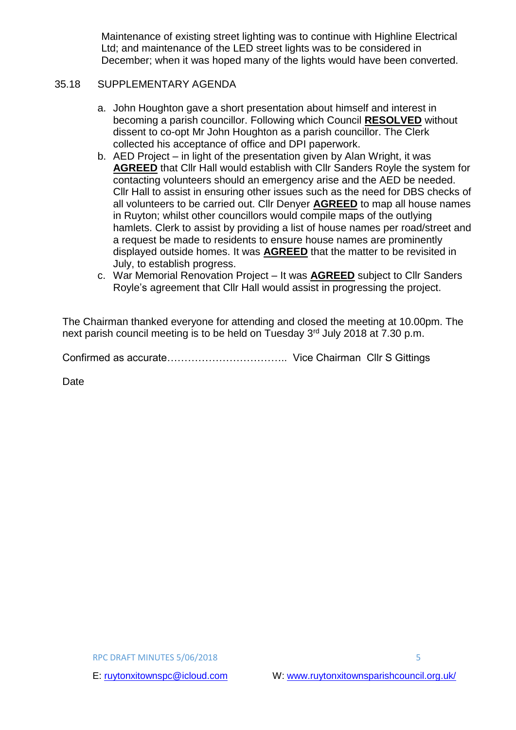Maintenance of existing street lighting was to continue with Highline Electrical Ltd; and maintenance of the LED street lights was to be considered in December; when it was hoped many of the lights would have been converted.

35.18 SUPPLEMENTARY AGENDA

a. John Houghton gave a short presentation about himself and interest in becoming a parish councillor. Following which Council **RESOLVED** without dissent to co-opt Mr John Houghton as a parish councillor. The Clerk collected his acceptance of office and DPI paperwork.
b. AED Project – in light of the presentation given by Alan Wright, it was **AGREED** that Cllr Hall would establish with Cllr Sanders Royle the system for contacting volunteers should an emergency arise and the AED be needed. Cllr Hall to assist in ensuring other issues such as the need for DBS checks of all volunteers to be carried out. Cllr Denyer **AGREED** to map all house names in Ruyton; whilst other councillors would compile maps of the outlying hamlets. Clerk to assist by providing a list of house names per road/street and a request be made to residents to ensure house names are prominently displayed outside homes. It was **AGREED** that the matter to be revisited in July, to establish progress.
c. War Memorial Renovation Project – It was **AGREED** subject to Cllr Sanders Royle's agreement that Cllr Hall would assist in progressing the project.

The Chairman thanked everyone for attending and closed the meeting at 10.00pm. The next parish council meeting is to be held on Tuesday 3rd July 2018 at 7.30 p.m.

Confirmed as accurate…………………………….. Vice Chairman Cllr S Gittings

Date